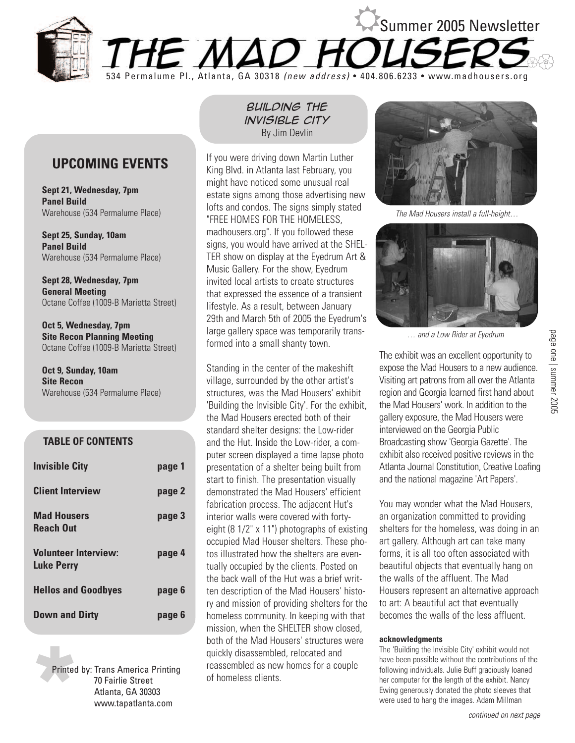# THE MAD HOUSERS

Summer 2005 Newsletter

534 Permalume Pl., Atlanta, GA 30318 *(new address)* • 404.806.6233 • www.madhousers.org

## UPCOMING EVENTS

**Sept 21, Wednesday, 7pm**
**Panel Build**
Warehouse (534 Permalume Place)

**Sept 25, Sunday, 10am**
**Panel Build**
Warehouse (534 Permalume Place)

**Sept 28, Wednesday, 7pm**
**General Meeting**
Octane Coffee (1009-B Marietta Street)

**Oct 5, Wednesday, 7pm**
**Site Recon Planning Meeting**
Octane Coffee (1009-B Marietta Street)

**Oct 9, Sunday, 10am**
**Site Recon**
Warehouse (534 Permalume Place)

### TABLE OF CONTENTS

| | |
|---|---|
| **Invisible City** | **page 1** |
| **Client Interview** | **page 2** |
| **Mad Housers Reach Out** | **page 3** |
| **Volunteer Interview: Luke Perry** | **page 4** |
| **Hellos and Goodbyes** | **page 6** |
| **Down and Dirty** | **page 6** |

Printed by: Trans America Printing
70 Fairlie Street
Atlanta, GA 30303
www.tapatlanta.com

## BUILDING THE INVISIBLE CITY

By Jim Devlin

If you were driving down Martin Luther King Blvd. in Atlanta last February, you might have noticed some unusual real estate signs among those advertising new lofts and condos. The signs simply stated "FREE HOMES FOR THE HOMELESS, madhousers.org". If you followed these signs, you would have arrived at the SHELTER show on display at the Eyedrum Art & Music Gallery. For the show, Eyedrum invited local artists to create structures that expressed the essence of a transient lifestyle. As a result, between January 29th and March 5th of 2005 the Eyedrum's large gallery space was temporarily transformed into a small shanty town.

Standing in the center of the makeshift village, surrounded by the other artist's structures, was the Mad Housers' exhibit 'Building the Invisible City'. For the exhibit, the Mad Housers erected both of their standard shelter designs: the Low-rider and the Hut. Inside the Low-rider, a computer screen displayed a time lapse photo presentation of a shelter being built from start to finish. The presentation visually demonstrated the Mad Housers' efficient fabrication process. The adjacent Hut's interior walls were covered with forty-eight (8 1/2" x 11") photographs of existing occupied Mad Houser shelters. These photos illustrated how the shelters are eventually occupied by the clients. Posted on the back wall of the Hut was a brief written description of the Mad Housers' history and mission of providing shelters for the homeless community. In keeping with that mission, when the SHELTER show closed, both of the Mad Housers' structures were quickly disassembled, relocated and reassembled as new homes for a couple of homeless clients.

*The Mad Housers install a full-height…*

*… and a Low Rider at Eyedrum*

The exhibit was an excellent opportunity to expose the Mad Housers to a new audience. Visiting art patrons from all over the Atlanta region and Georgia learned first hand about the Mad Housers' work. In addition to the gallery exposure, the Mad Housers were interviewed on the Georgia Public Broadcasting show 'Georgia Gazette'. The exhibit also received positive reviews in the Atlanta Journal Constitution, Creative Loafing and the national magazine 'Art Papers'.

You may wonder what the Mad Housers, an organization committed to providing shelters for the homeless, was doing in an art gallery. Although art can take many forms, it is all too often associated with beautiful objects that eventually hang on the walls of the affluent. The Mad Housers represent an alternative approach to art: A beautiful act that eventually becomes the walls of the less affluent.

**acknowledgments**

The 'Building the Invisible City' exhibit would not have been possible without the contributions of the following individuals. Julie Buff graciously loaned her computer for the length of the exhibit. Nancy Ewing generously donated the photo sleeves that were used to hang the images. Adam Millman

*continued on next page*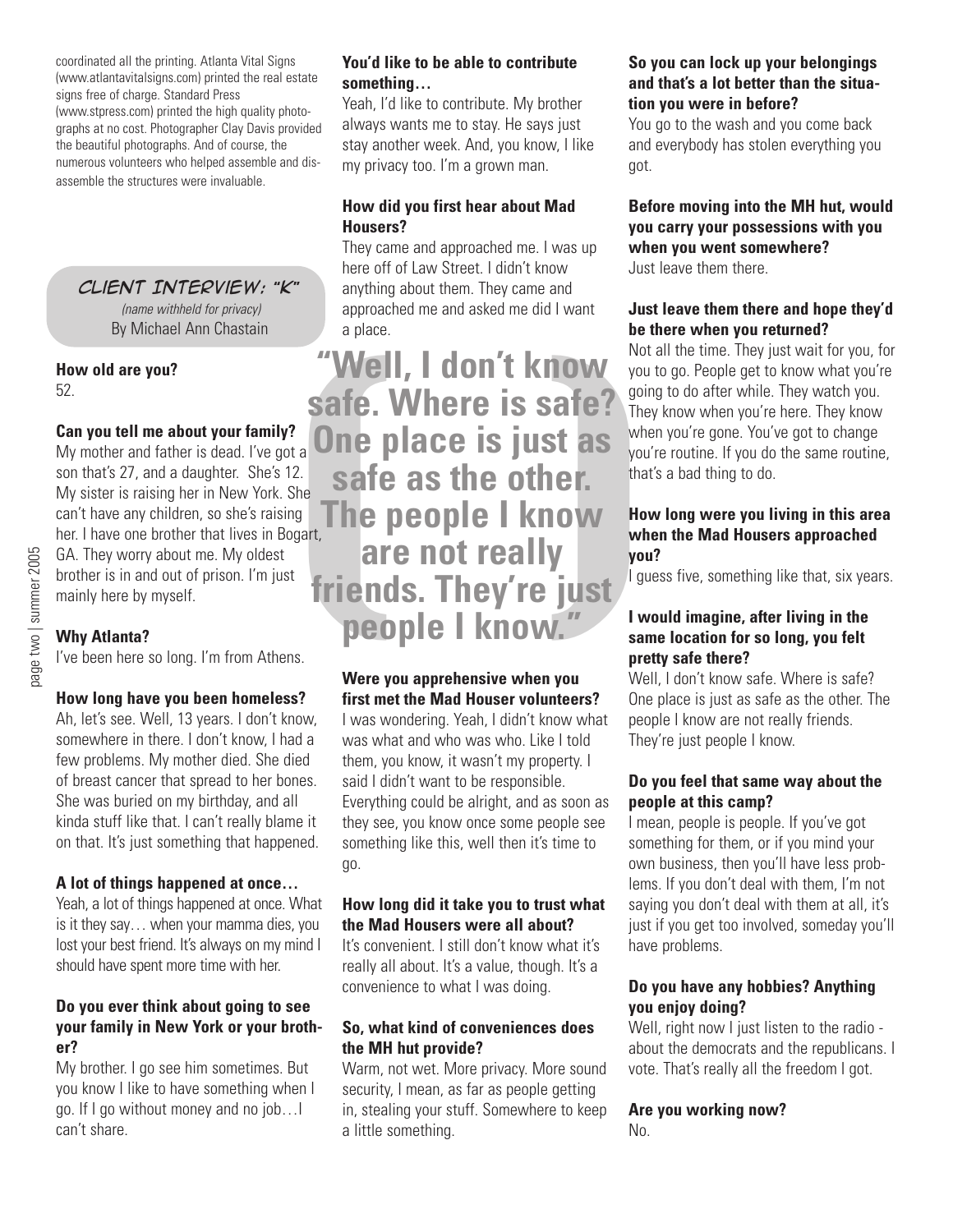coordinated all the printing. Atlanta Vital Signs (www.atlantavitalsigns.com) printed the real estate signs free of charge. Standard Press (www.stpress.com) printed the high quality photographs at no cost. Photographer Clay Davis provided the beautiful photographs. And of course, the numerous volunteers who helped assemble and disassemble the structures were invaluable.

## CLIENT INTERVIEW: "K"

*(name withheld for privacy)*
By Michael Ann Chastain

**How old are you?**
52.

**Can you tell me about your family?**
My mother and father is dead. I've got a son that's 27, and a daughter. She's 12. My sister is raising her in New York. She can't have any children, so she's raising her. I have one brother that lives in Bogart, GA. They worry about me. My oldest brother is in and out of prison. I'm just mainly here by myself.

**Why Atlanta?**
I've been here so long. I'm from Athens.

**How long have you been homeless?**
Ah, let's see. Well, 13 years. I don't know, somewhere in there. I don't know, I had a few problems. My mother died. She died of breast cancer that spread to her bones. She was buried on my birthday, and all kinda stuff like that. I can't really blame it on that. It's just something that happened.

**A lot of things happened at once…**
Yeah, a lot of things happened at once. What is it they say… when your mamma dies, you lost your best friend. It's always on my mind I should have spent more time with her.

**Do you ever think about going to see your family in New York or your brother?**
My brother. I go see him sometimes. But you know I like to have something when I go. If I go without money and no job…I can't share.

**You'd like to be able to contribute something…**
Yeah, I'd like to contribute. My brother always wants me to stay. He says just stay another week. And, you know, I like my privacy too. I'm a grown man.

**How did you first hear about Mad Housers?**
They came and approached me. I was up here off of Law Street. I didn't know anything about them. They came and approached me and asked me did I want a place.

> **"Well, I don't know safe. Where is safe? One place is just as safe as the other. The people I know are not really friends. They're just people I know."**

**Were you apprehensive when you first met the Mad Houser volunteers?**
I was wondering. Yeah, I didn't know what was what and who was who. Like I told them, you know, it wasn't my property. I said I didn't want to be responsible. Everything could be alright, and as soon as they see, you know once some people see something like this, well then it's time to go.

**How long did it take you to trust what the Mad Housers were all about?**
It's convenient. I still don't know what it's really all about. It's a value, though. It's a convenience to what I was doing.

**So, what kind of conveniences does the MH hut provide?**
Warm, not wet. More privacy. More sound security, I mean, as far as people getting in, stealing your stuff. Somewhere to keep a little something.

**So you can lock up your belongings and that's a lot better than the situation you were in before?**
You go to the wash and you come back and everybody has stolen everything you got.

**Before moving into the MH hut, would you carry your possessions with you when you went somewhere?**
Just leave them there.

**Just leave them there and hope they'd be there when you returned?**
Not all the time. They just wait for you, for you to go. People get to know what you're going to do after while. They watch you. They know when you're here. They know when you're gone. You've got to change you're routine. If you do the same routine, that's a bad thing to do.

**How long were you living in this area when the Mad Housers approached you?**
I guess five, something like that, six years.

**I would imagine, after living in the same location for so long, you felt pretty safe there?**
Well, I don't know safe. Where is safe? One place is just as safe as the other. The people I know are not really friends. They're just people I know.

**Do you feel that same way about the people at this camp?**
I mean, people is people. If you've got something for them, or if you mind your own business, then you'll have less problems. If you don't deal with them, I'm not saying you don't deal with them at all, it's just if you get too involved, someday you'll have problems.

**Do you have any hobbies? Anything you enjoy doing?**
Well, right now I just listen to the radio - about the democrats and the republicans. I vote. That's really all the freedom I got.

**Are you working now?**
No.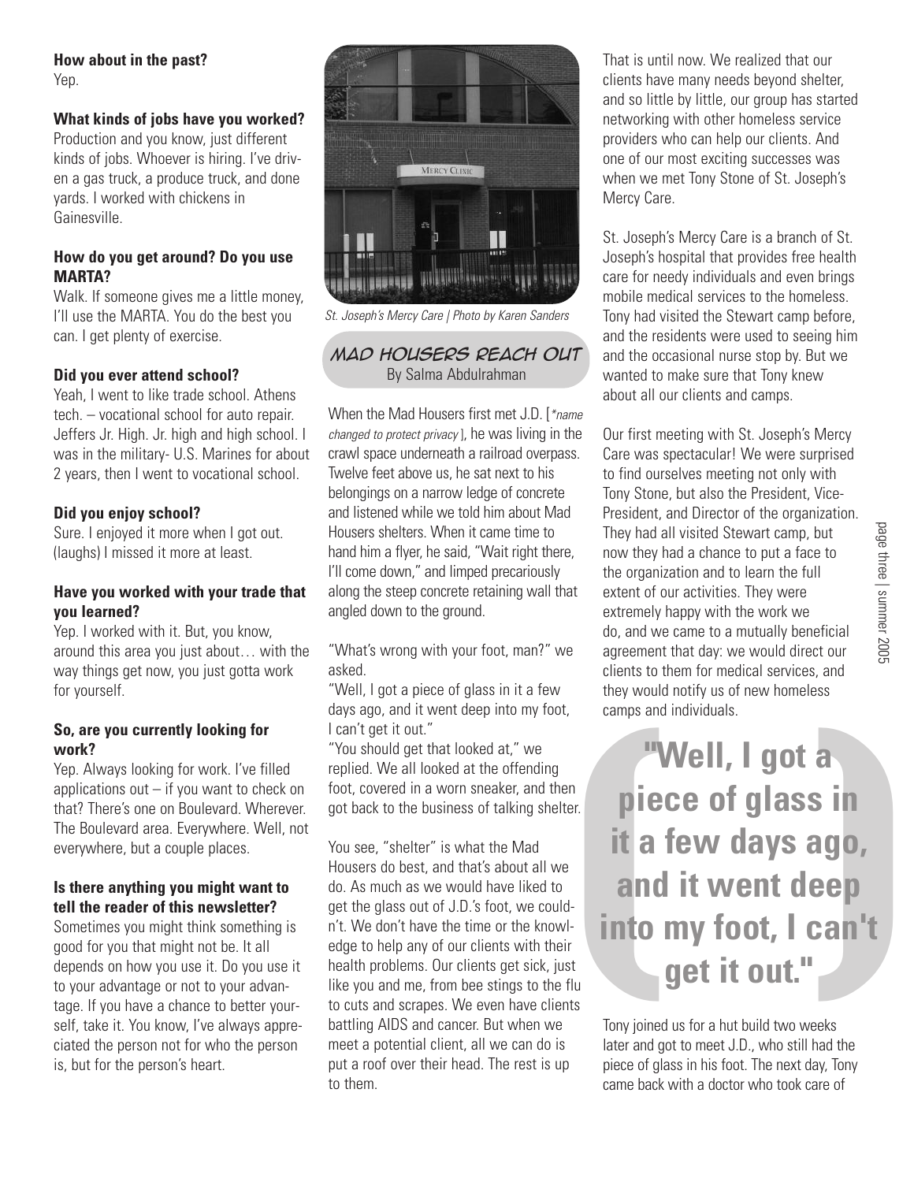**How about in the past?**
Yep.

**What kinds of jobs have you worked?**
Production and you know, just different kinds of jobs. Whoever is hiring. I've driven a gas truck, a produce truck, and done yards. I worked with chickens in Gainesville.

**How do you get around? Do you use MARTA?**
Walk. If someone gives me a little money, I'll use the MARTA. You do the best you can. I get plenty of exercise.

**Did you ever attend school?**
Yeah, I went to like trade school. Athens tech. – vocational school for auto repair. Jeffers Jr. High. Jr. high and high school. I was in the military- U.S. Marines for about 2 years, then I went to vocational school.

**Did you enjoy school?**
Sure. I enjoyed it more when I got out. (laughs) I missed it more at least.

**Have you worked with your trade that you learned?**
Yep. I worked with it. But, you know, around this area you just about… with the way things get now, you just gotta work for yourself.

**So, are you currently looking for work?**
Yep. Always looking for work. I've filled applications out – if you want to check on that? There's one on Boulevard. Wherever. The Boulevard area. Everywhere. Well, not everywhere, but a couple places.

**Is there anything you might want to tell the reader of this newsletter?**
Sometimes you might think something is good for you that might not be. It all depends on how you use it. Do you use it to your advantage or not to your advantage. If you have a chance to better yourself, take it. You know, I've always appreciated the person not for who the person is, but for the person's heart.

*St. Joseph's Mercy Care | Photo by Karen Sanders*

## Mad Housers Reach Out

By Salma Abdulrahman

When the Mad Housers first met J.D. [*name changed to protect privacy*], he was living in the crawl space underneath a railroad overpass. Twelve feet above us, he sat next to his belongings on a narrow ledge of concrete and listened while we told him about Mad Housers shelters. When it came time to hand him a flyer, he said, "Wait right there, I'll come down," and limped precariously along the steep concrete retaining wall that angled down to the ground.

"What's wrong with your foot, man?" we asked.

"Well, I got a piece of glass in it a few days ago, and it went deep into my foot, I can't get it out."

"You should get that looked at," we replied. We all looked at the offending foot, covered in a worn sneaker, and then got back to the business of talking shelter.

You see, "shelter" is what the Mad Housers do best, and that's about all we do. As much as we would have liked to get the glass out of J.D.'s foot, we couldn't. We don't have the time or the knowledge to help any of our clients with their health problems. Our clients get sick, just like you and me, from bee stings to the flu to cuts and scrapes. We even have clients battling AIDS and cancer. But when we meet a potential client, all we can do is put a roof over their head. The rest is up to them.

That is until now. We realized that our clients have many needs beyond shelter, and so little by little, our group has started networking with other homeless service providers who can help our clients. And one of our most exciting successes was when we met Tony Stone of St. Joseph's Mercy Care.

St. Joseph's Mercy Care is a branch of St. Joseph's hospital that provides free health care for needy individuals and even brings mobile medical services to the homeless. Tony had visited the Stewart camp before, and the residents were used to seeing him and the occasional nurse stop by. But we wanted to make sure that Tony knew about all our clients and camps.

Our first meeting with St. Joseph's Mercy Care was spectacular! We were surprised to find ourselves meeting not only with Tony Stone, but also the President, Vice-President, and Director of the organization. They had all visited Stewart camp, but now they had a chance to put a face to the organization and to learn the full extent of our activities. They were extremely happy with the work we do, and we came to a mutually beneficial agreement that day: we would direct our clients to them for medical services, and they would notify us of new homeless camps and individuals.

> **"Well, I got a piece of glass in it a few days ago, and it went deep into my foot, I can't get it out."**

Tony joined us for a hut build two weeks later and got to meet J.D., who still had the piece of glass in his foot. The next day, Tony came back with a doctor who took care of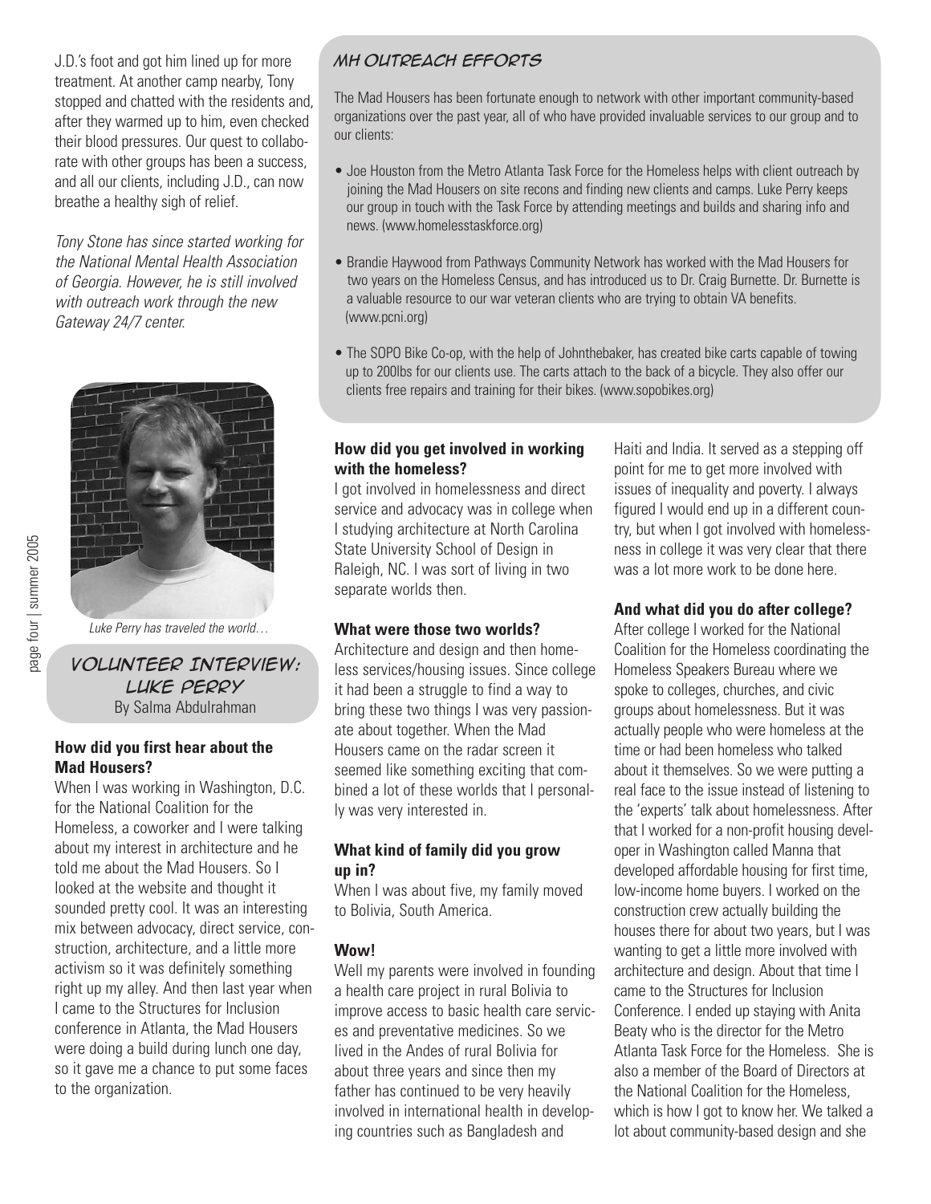J.D.'s foot and got him lined up for more treatment. At another camp nearby, Tony stopped and chatted with the residents and, after they warmed up to him, even checked their blood pressures. Our quest to collaborate with other groups has been a success, and all our clients, including J.D., can now breathe a healthy sigh of relief.

*Tony Stone has since started working for the National Mental Health Association of Georgia. However, he is still involved with outreach work through the new Gateway 24/7 center.*

## MH Outreach Efforts

The Mad Housers has been fortunate enough to network with other important community-based organizations over the past year, all of who have provided invaluable services to our group and to our clients:

- Joe Houston from the Metro Atlanta Task Force for the Homeless helps with client outreach by joining the Mad Housers on site recons and finding new clients and camps. Luke Perry keeps our group in touch with the Task Force by attending meetings and builds and sharing info and news. (www.homelesstaskforce.org)
- Brandie Haywood from Pathways Community Network has worked with the Mad Housers for two years on the Homeless Census, and has introduced us to Dr. Craig Burnette. Dr. Burnette is a valuable resource to our war veteran clients who are trying to obtain VA benefits. (www.pcni.org)
- The SOPO Bike Co-op, with the help of Johnthebaker, has created bike carts capable of towing up to 200lbs for our clients use. The carts attach to the back of a bicycle. They also offer our clients free repairs and training for their bikes. (www.sopobikes.org)

*Luke Perry has traveled the world…*

## Volunteer Interview: Luke Perry

By Salma Abdulrahman

**How did you first hear about the Mad Housers?**

When I was working in Washington, D.C. for the National Coalition for the Homeless, a coworker and I were talking about my interest in architecture and he told me about the Mad Housers. So I looked at the website and thought it sounded pretty cool. It was an interesting mix between advocacy, direct service, construction, architecture, and a little more activism so it was definitely something right up my alley. And then last year when I came to the Structures for Inclusion conference in Atlanta, the Mad Housers were doing a build during lunch one day, so it gave me a chance to put some faces to the organization.

**How did you get involved in working with the homeless?**

I got involved in homelessness and direct service and advocacy was in college when I studying architecture at North Carolina State University School of Design in Raleigh, NC. I was sort of living in two separate worlds then.

**What were those two worlds?**

Architecture and design and then homeless services/housing issues. Since college it had been a struggle to find a way to bring these two things I was very passionate about together. When the Mad Housers came on the radar screen it seemed like something exciting that combined a lot of these worlds that I personally was very interested in.

**What kind of family did you grow up in?**

When I was about five, my family moved to Bolivia, South America.

**Wow!**

Well my parents were involved in founding a health care project in rural Bolivia to improve access to basic health care services and preventative medicines. So we lived in the Andes of rural Bolivia for about three years and since then my father has continued to be very heavily involved in international health in developing countries such as Bangladesh and Haiti and India. It served as a stepping off point for me to get more involved with issues of inequality and poverty. I always figured I would end up in a different country, but when I got involved with homelessness in college it was very clear that there was a lot more work to be done here.

**And what did you do after college?**

After college I worked for the National Coalition for the Homeless coordinating the Homeless Speakers Bureau where we spoke to colleges, churches, and civic groups about homelessness. But it was actually people who were homeless at the time or had been homeless who talked about it themselves. So we were putting a real face to the issue instead of listening to the 'experts' talk about homelessness. After that I worked for a non-profit housing developer in Washington called Manna that developed affordable housing for first time, low-income home buyers. I worked on the construction crew actually building the houses there for about two years, but I was wanting to get a little more involved with architecture and design. About that time I came to the Structures for Inclusion Conference. I ended up staying with Anita Beaty who is the director for the Metro Atlanta Task Force for the Homeless. She is also a member of the Board of Directors at the National Coalition for the Homeless, which is how I got to know her. We talked a lot about community-based design and she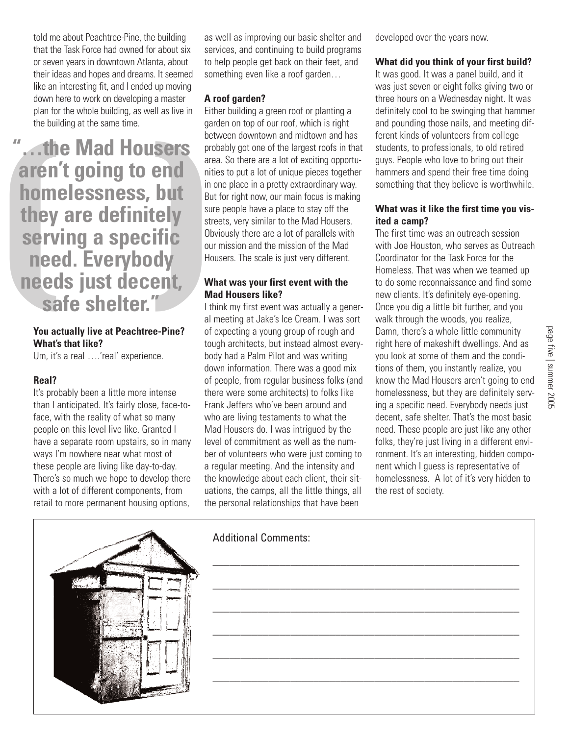told me about Peachtree-Pine, the building that the Task Force had owned for about six or seven years in downtown Atlanta, about their ideas and hopes and dreams. It seemed like an interesting fit, and I ended up moving down here to work on developing a master plan for the whole building, as well as live in the building at the same time.

> **"…the Mad Housers aren't going to end homelessness, but they are definitely serving a specific need. Everybody needs just decent, safe shelter."**

**You actually live at Peachtree-Pine? What's that like?**

Um, it's a real ….'real' experience.

**Real?**

It's probably been a little more intense than I anticipated. It's fairly close, face-to-face, with the reality of what so many people on this level live like. Granted I have a separate room upstairs, so in many ways I'm nowhere near what most of these people are living like day-to-day. There's so much we hope to develop there with a lot of different components, from retail to more permanent housing options, as well as improving our basic shelter and services, and continuing to build programs to help people get back on their feet, and something even like a roof garden…

**A roof garden?**

Either building a green roof or planting a garden on top of our roof, which is right between downtown and midtown and has probably got one of the largest roofs in that area. So there are a lot of exciting opportunities to put a lot of unique pieces together in one place in a pretty extraordinary way. But for right now, our main focus is making sure people have a place to stay off the streets, very similar to the Mad Housers. Obviously there are a lot of parallels with our mission and the mission of the Mad Housers. The scale is just very different.

**What was your first event with the Mad Housers like?**

I think my first event was actually a general meeting at Jake's Ice Cream. I was sort of expecting a young group of rough and tough architects, but instead almost everybody had a Palm Pilot and was writing down information. There was a good mix of people, from regular business folks (and there were some architects) to folks like Frank Jeffers who've been around and who are living testaments to what the Mad Housers do. I was intrigued by the level of commitment as well as the number of volunteers who were just coming to a regular meeting. And the intensity and the knowledge about each client, their situations, the camps, all the little things, all the personal relationships that have been developed over the years now.

**What did you think of your first build?**

It was good. It was a panel build, and it was just seven or eight folks giving two or three hours on a Wednesday night. It was definitely cool to be swinging that hammer and pounding those nails, and meeting different kinds of volunteers from college students, to professionals, to old retired guys. People who love to bring out their hammers and spend their free time doing something that they believe is worthwhile.

**What was it like the first time you visited a camp?**

The first time was an outreach session with Joe Houston, who serves as Outreach Coordinator for the Task Force for the Homeless. That was when we teamed up to do some reconnaissance and find some new clients. It's definitely eye-opening. Once you dig a little bit further, and you walk through the woods, you realize, Damn, there's a whole little community right here of makeshift dwellings. And as you look at some of them and the conditions of them, you instantly realize, you know the Mad Housers aren't going to end homelessness, but they are definitely serving a specific need. Everybody needs just decent, safe shelter. That's the most basic need. These people are just like any other folks, they're just living in a different environment. It's an interesting, hidden component which I guess is representative of homelessness. A lot of it's very hidden to the rest of society.

Additional Comments:

______________________________________________________________

______________________________________________________________

______________________________________________________________

______________________________________________________________

______________________________________________________________

______________________________________________________________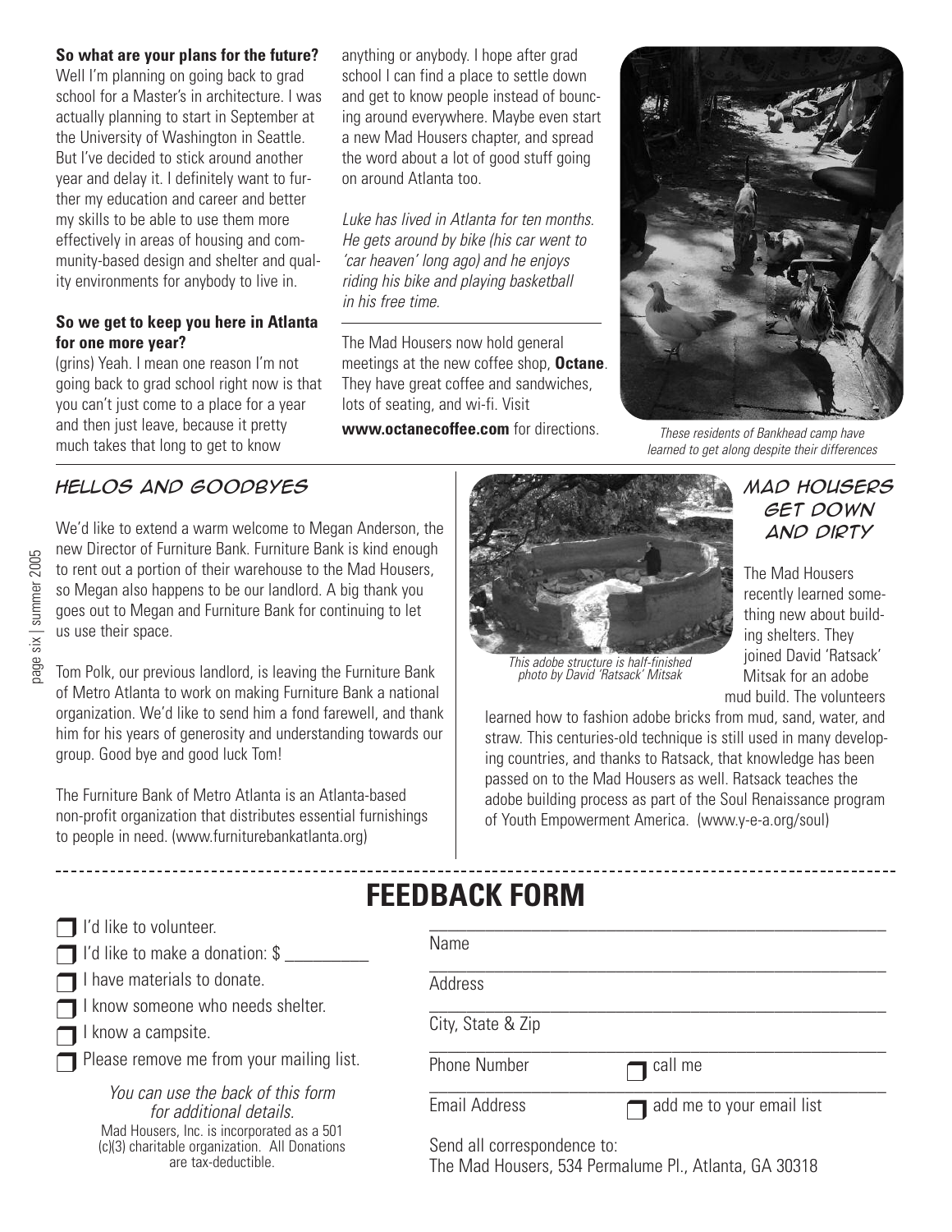**So what are your plans for the future?**

Well I'm planning on going back to grad school for a Master's in architecture. I was actually planning to start in September at the University of Washington in Seattle. But I've decided to stick around another year and delay it. I definitely want to further my education and career and better my skills to be able to use them more effectively in areas of housing and community-based design and shelter and quality environments for anybody to live in.

**So we get to keep you here in Atlanta for one more year?**

(grins) Yeah. I mean one reason I'm not going back to grad school right now is that you can't just come to a place for a year and then just leave, because it pretty much takes that long to get to know anything or anybody. I hope after grad school I can find a place to settle down and get to know people instead of bouncing around everywhere. Maybe even start a new Mad Housers chapter, and spread the word about a lot of good stuff going on around Atlanta too.

*Luke has lived in Atlanta for ten months. He gets around by bike (his car went to 'car heaven' long ago) and he enjoys riding his bike and playing basketball in his free time.*

---

The Mad Housers now hold general meetings at the new coffee shop, **Octane**. They have great coffee and sandwiches, lots of seating, and wi-fi. Visit **www.octanecoffee.com** for directions.

*These residents of Bankhead camp have learned to get along despite their differences*

## Hellos and Goodbyes

We'd like to extend a warm welcome to Megan Anderson, the new Director of Furniture Bank. Furniture Bank is kind enough to rent out a portion of their warehouse to the Mad Housers, so Megan also happens to be our landlord. A big thank you goes out to Megan and Furniture Bank for continuing to let us use their space.

Tom Polk, our previous landlord, is leaving the Furniture Bank of Metro Atlanta to work on making Furniture Bank a national organization. We'd like to send him a fond farewell, and thank him for his years of generosity and understanding towards our group. Good bye and good luck Tom!

The Furniture Bank of Metro Atlanta is an Atlanta-based non-profit organization that distributes essential furnishings to people in need. (www.furniturebankatlanta.org)

## Mad Housers Get Down and Dirty

*This adobe structure is half-finished photo by David 'Ratsack' Mitsak*

The Mad Housers recently learned something new about building shelters. They joined David 'Ratsack' Mitsak for an adobe mud build. The volunteers learned how to fashion adobe bricks from mud, sand, water, and straw. This centuries-old technique is still used in many developing countries, and thanks to Ratsack, that knowledge has been passed on to the Mad Housers as well. Ratsack teaches the adobe building process as part of the Soul Renaissance program of Youth Empowerment America. (www.y-e-a.org/soul)

# FEEDBACK FORM

- ❐ I'd like to volunteer.
- ❐ I'd like to make a donation: $ __________
- ❐ I have materials to donate.
- ❐ I know someone who needs shelter.
- ❐ I know a campsite.
- ❐ Please remove me from your mailing list.

*You can use the back of this form for additional details.*

Mad Housers, Inc. is incorporated as a 501 (c)(3) charitable organization. All Donations are tax-deductible.

Name ______________________________

Address ______________________________

City, State & Zip ______________________________

Phone Number ______________________________ ❐ call me

Email Address ______________________________ ❐ add me to your email list

Send all correspondence to:
The Mad Housers, 534 Permalume Pl., Atlanta, GA 30318